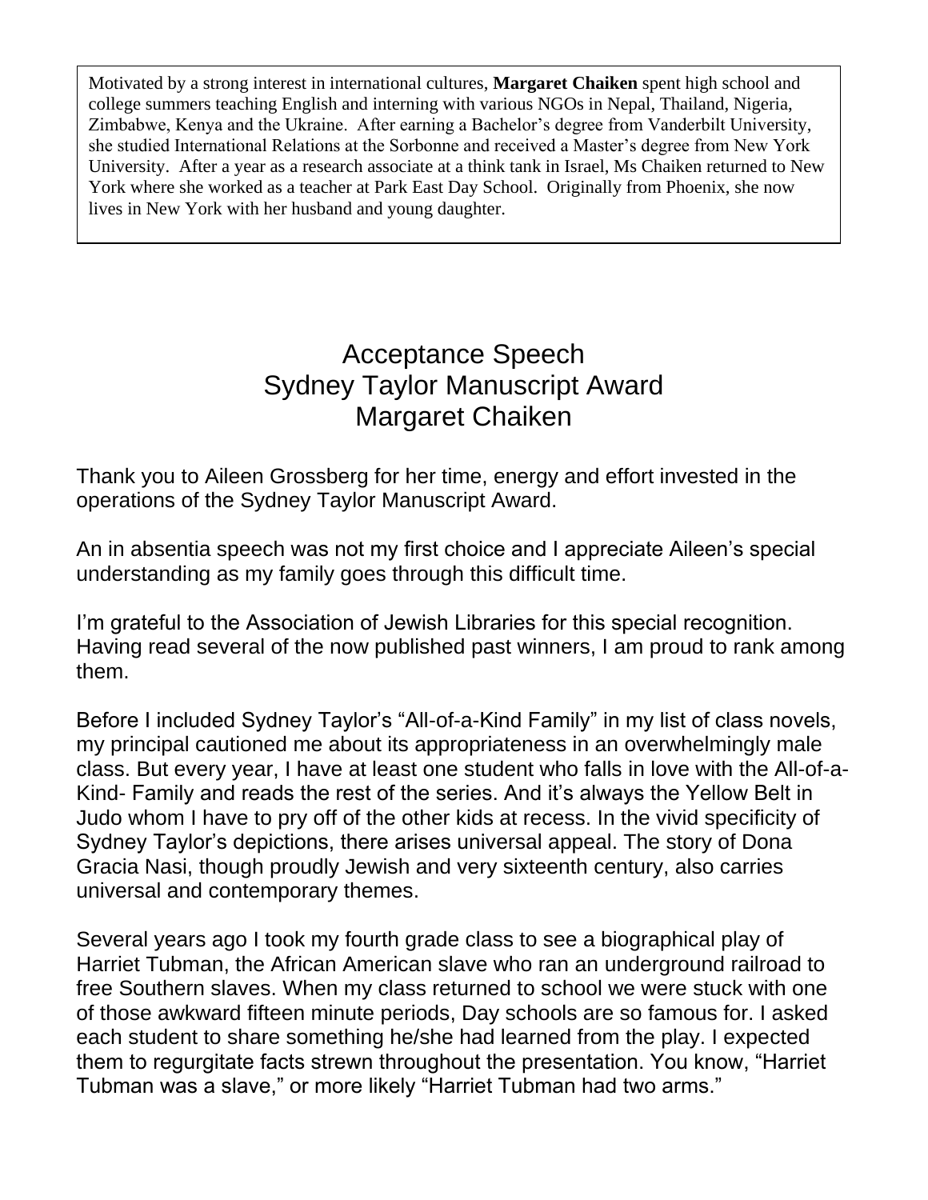Motivated by a strong interest in international cultures, **Margaret Chaiken** spent high school and college summers teaching English and interning with various NGOs in Nepal, Thailand, Nigeria, Zimbabwe, Kenya and the Ukraine. After earning a Bachelor's degree from Vanderbilt University, she studied International Relations at the Sorbonne and received a Master's degree from New York University. After a year as a research associate at a think tank in Israel, Ms Chaiken returned to New York where she worked as a teacher at Park East Day School. Originally from Phoenix, she now lives in New York with her husband and young daughter.

# Acceptance Speech
## Sydney Taylor Manuscript Award
## Margaret Chaiken

Thank you to Aileen Grossberg for her time, energy and effort invested in the operations of the Sydney Taylor Manuscript Award.

An in absentia speech was not my first choice and I appreciate Aileen's special understanding as my family goes through this difficult time.

I'm grateful to the Association of Jewish Libraries for this special recognition. Having read several of the now published past winners, I am proud to rank among them.

Before I included Sydney Taylor's "All-of-a-Kind Family" in my list of class novels, my principal cautioned me about its appropriateness in an overwhelmingly male class. But every year, I have at least one student who falls in love with the All-of-a-Kind- Family and reads the rest of the series. And it's always the Yellow Belt in Judo whom I have to pry off of the other kids at recess. In the vivid specificity of Sydney Taylor's depictions, there arises universal appeal. The story of Dona Gracia Nasi, though proudly Jewish and very sixteenth century, also carries universal and contemporary themes.

Several years ago I took my fourth grade class to see a biographical play of Harriet Tubman, the African American slave who ran an underground railroad to free Southern slaves. When my class returned to school we were stuck with one of those awkward fifteen minute periods, Day schools are so famous for. I asked each student to share something he/she had learned from the play. I expected them to regurgitate facts strewn throughout the presentation. You know, "Harriet Tubman was a slave," or more likely "Harriet Tubman had two arms."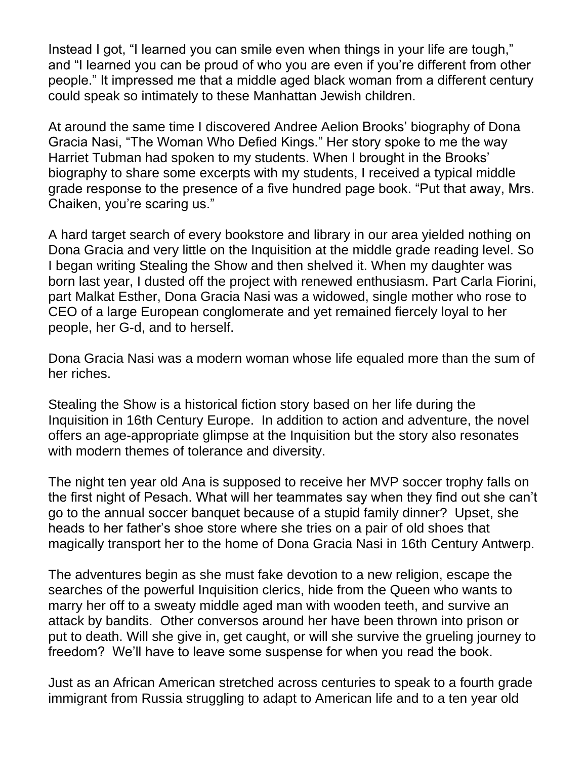Instead I got, “I learned you can smile even when things in your life are tough,” and “I learned you can be proud of who you are even if you’re different from other people.” It impressed me that a middle aged black woman from a different century could speak so intimately to these Manhattan Jewish children.

At around the same time I discovered Andree Aelion Brooks’ biography of Dona Gracia Nasi, “The Woman Who Defied Kings.” Her story spoke to me the way Harriet Tubman had spoken to my students. When I brought in the Brooks’ biography to share some excerpts with my students, I received a typical middle grade response to the presence of a five hundred page book. “Put that away, Mrs. Chaiken, you’re scaring us.”

A hard target search of every bookstore and library in our area yielded nothing on Dona Gracia and very little on the Inquisition at the middle grade reading level. So I began writing Stealing the Show and then shelved it. When my daughter was born last year, I dusted off the project with renewed enthusiasm. Part Carla Fiorini, part Malkat Esther, Dona Gracia Nasi was a widowed, single mother who rose to CEO of a large European conglomerate and yet remained fiercely loyal to her people, her G-d, and to herself.

Dona Gracia Nasi was a modern woman whose life equaled more than the sum of her riches.

Stealing the Show is a historical fiction story based on her life during the Inquisition in 16th Century Europe. In addition to action and adventure, the novel offers an age-appropriate glimpse at the Inquisition but the story also resonates with modern themes of tolerance and diversity.

The night ten year old Ana is supposed to receive her MVP soccer trophy falls on the first night of Pesach. What will her teammates say when they find out she can’t go to the annual soccer banquet because of a stupid family dinner? Upset, she heads to her father’s shoe store where she tries on a pair of old shoes that magically transport her to the home of Dona Gracia Nasi in 16th Century Antwerp.

The adventures begin as she must fake devotion to a new religion, escape the searches of the powerful Inquisition clerics, hide from the Queen who wants to marry her off to a sweaty middle aged man with wooden teeth, and survive an attack by bandits. Other conversos around her have been thrown into prison or put to death. Will she give in, get caught, or will she survive the grueling journey to freedom? We’ll have to leave some suspense for when you read the book.

Just as an African American stretched across centuries to speak to a fourth grade immigrant from Russia struggling to adapt to American life and to a ten year old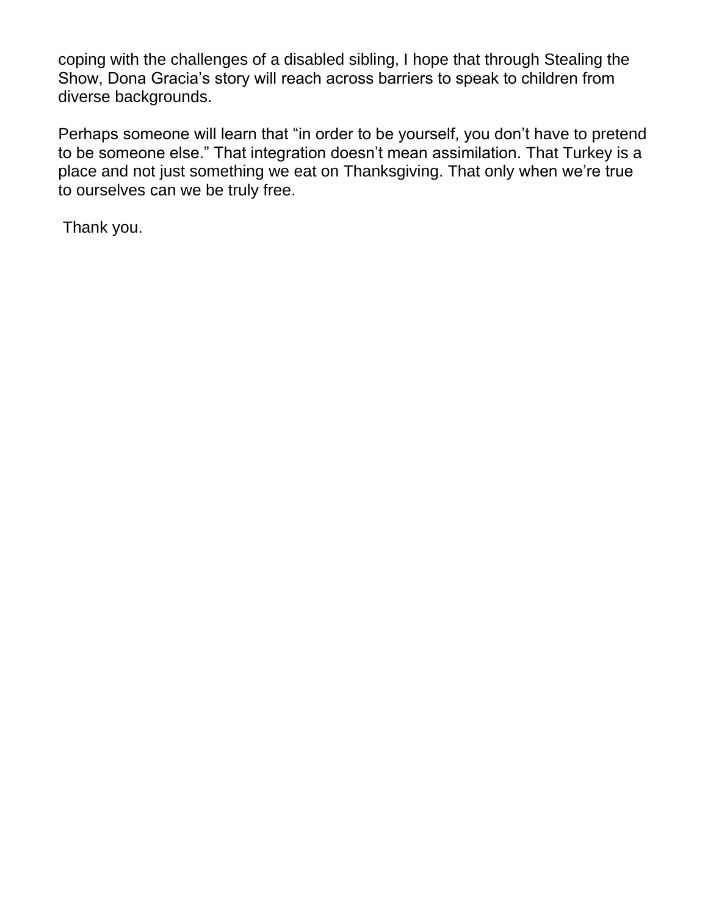coping with the challenges of a disabled sibling, I hope that through Stealing the Show, Dona Gracia's story will reach across barriers to speak to children from diverse backgrounds.

Perhaps someone will learn that "in order to be yourself, you don't have to pretend to be someone else." That integration doesn't mean assimilation. That Turkey is a place and not just something we eat on Thanksgiving. That only when we're true to ourselves can we be truly free.

Thank you.